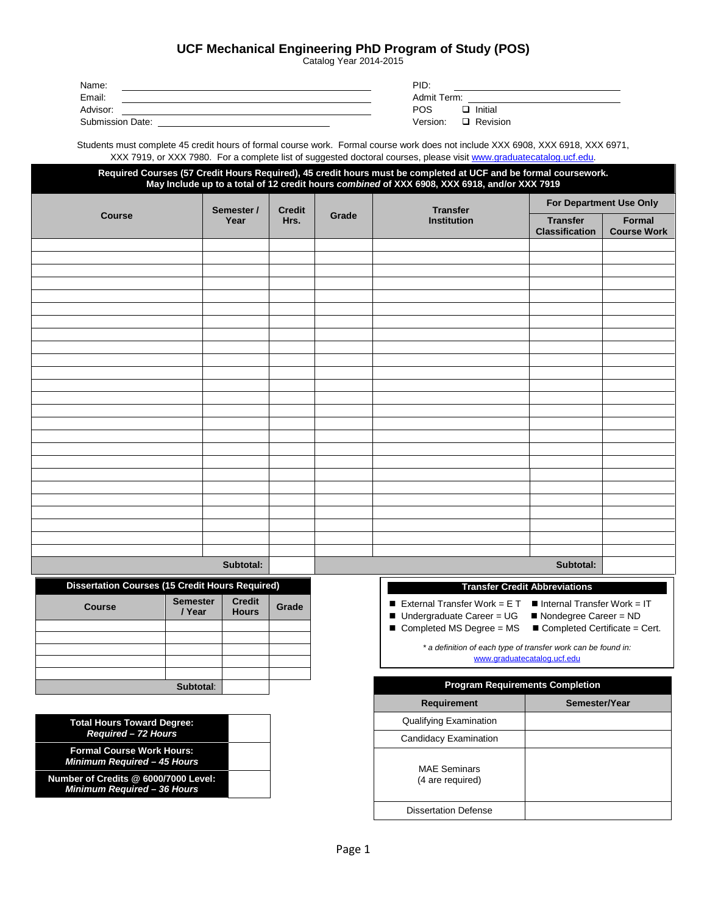# UCF Mechanical Engineering PhD Program of Study (POS)

Catalog Year 2014-2015

Name: ______________________________  PID: ______________________________

Email: ______________________________  Admit Term: ______________________________

Advisor: ______________________________  POS Version: ❑ Initial ❑ Revision

Submission Date: ______________________________

Students must complete 45 credit hours of formal course work. Formal course work does not include XXX 6908, XXX 6918, XXX 6971, XXX 7919, or XXX 7980. For a complete list of suggested doctoral courses, please visit www.graduatecatalog.ucf.edu.

**Required Courses (57 Credit Hours Required), 45 credit hours must be completed at UCF and be formal coursework. May Include up to a total of 12 credit hours *combined* of XXX 6908, XXX 6918, and/or XXX 7919**

| Course | Semester / Year | Credit Hrs. | Grade | Transfer Institution | For Department Use Only | |
|---|---|---|---|---|---|---|
| | | | | | Transfer Classification | Formal Course Work |
| | | | | | | |
| | | | | | | |
| | | | | | | |
| | | | | | | |
| | | | | | | |
| | | | | | | |
| | | | | | | |
| | | | | | | |
| | | | | | | |
| | | | | | | |
| | | | | | | |
| | | | | | | |
| | | | | | | |
| | | | | | | |
| | | | | | | |
| | | | | | | |
| | | | | | | |
| | | | | | | |
| | | | | | | |
| | | | | | | |
| | | | | | | |
| | | | | | | |
| | | | | | | |
| | | | | | | |
| | | | | | | |
| | **Subtotal:** | | | | **Subtotal:** | |

**Dissertation Courses (15 Credit Hours Required)**

| Course | Semester / Year | Credit Hours | Grade |
|---|---|---|---|
| | | | |
| | | | |
| | | | |
| | | | |
| | | | |
| | **Subtotal:** | | |

**Transfer Credit Abbreviations**

- External Transfer Work = E T
- Internal Transfer Work = IT
- Undergraduate Career = UG
- Nondegree Career = ND
- Completed MS Degree = MS
- Completed Certificate = Cert.

*\* a definition of each type of transfer work can be found in:* www.graduatecatalog.ucf.edu

| | |
|---|---|
| **Total Hours Toward Degree:** ***Required – 72 Hours*** | |
| **Formal Course Work Hours:** ***Minimum Required – 45 Hours*** | |
| **Number of Credits @ 6000/7000 Level:** ***Minimum Required – 36 Hours*** | |

**Program Requirements Completion**

| Requirement | Semester/Year |
|---|---|
| Qualifying Examination | |
| Candidacy Examination | |
| MAE Seminars (4 are required) | |
| Dissertation Defense | |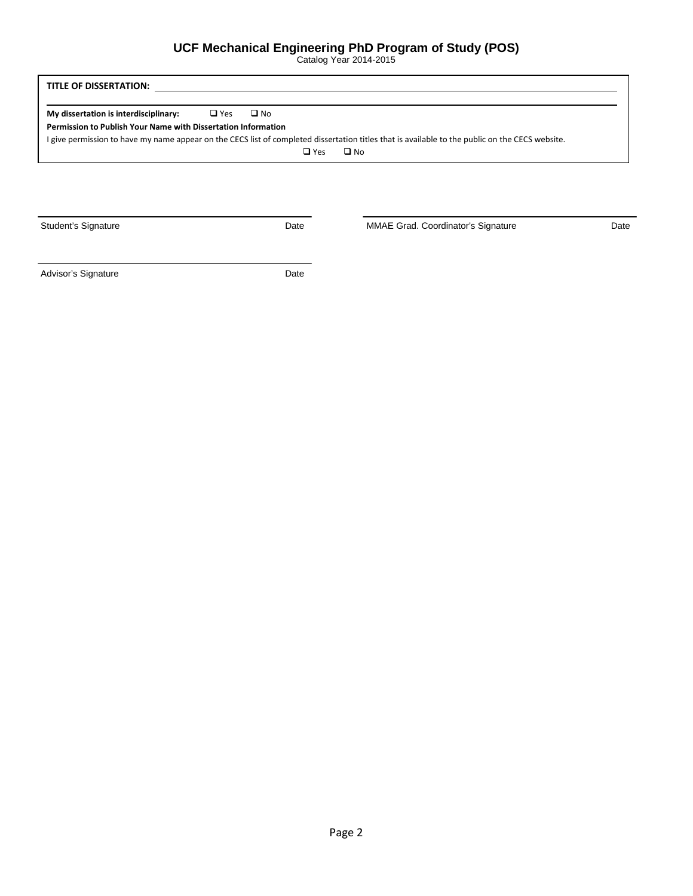# UCF Mechanical Engineering PhD Program of Study (POS)

Catalog Year 2014-2015

**TITLE OF DISSERTATION:** \_\_\_\_\_\_\_\_\_\_\_\_\_\_\_\_\_\_\_\_\_\_\_\_\_\_\_\_\_\_\_\_\_\_\_\_\_\_\_\_

**My dissertation is interdisciplinary:** ❑ Yes ❑ No

**Permission to Publish Your Name with Dissertation Information**

I give permission to have my name appear on the CECS list of completed dissertation titles that is available to the public on the CECS website.

❑ Yes ❑ No

\_\_\_\_\_\_\_\_\_\_\_\_\_\_\_\_\_\_\_\_\_\_\_\_\_\_\_\_\_\_\_\_\_\_\_\_\_\_\_\_

Student's Signature Date

\_\_\_\_\_\_\_\_\_\_\_\_\_\_\_\_\_\_\_\_\_\_\_\_\_\_\_\_\_\_\_\_\_\_\_\_\_\_\_\_

MMAE Grad. Coordinator's Signature Date

\_\_\_\_\_\_\_\_\_\_\_\_\_\_\_\_\_\_\_\_\_\_\_\_\_\_\_\_\_\_\_\_\_\_\_\_\_\_\_\_

Advisor's Signature Date